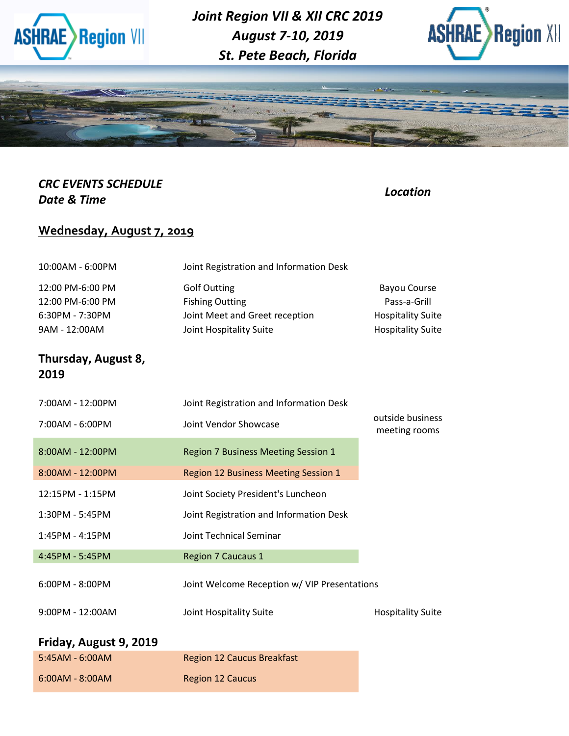# Joint Region VII & XII CRC 2019
## August 7-10, 2019
## St. Pete Beach, Florida

| *CRC EVENTS SCHEDULE* *Date & Time* | | *Location* |
|---|---|---|
| **Wednesday, August 7, 2019** | | |
| 10:00AM - 6:00PM | Joint Registration and Information Desk | |
| 12:00 PM-6:00 PM | Golf Outting | Bayou Course |
| 12:00 PM-6:00 PM | Fishing Outting | Pass-a-Grill |
| 6:30PM - 7:30PM | Joint Meet and Greet reception | Hospitality Suite |
| 9AM - 12:00AM | Joint Hospitality Suite | Hospitality Suite |
| **Thursday, August 8, 2019** | | |
| 7:00AM - 12:00PM | Joint Registration and Information Desk | |
| 7:00AM - 6:00PM | Joint Vendor Showcase | outside business meeting rooms |
| 8:00AM - 12:00PM | Region 7 Business Meeting Session 1 | |
| 8:00AM - 12:00PM | Region 12 Business Meeting Session 1 | |
| 12:15PM - 1:15PM | Joint Society President's Luncheon | |
| 1:30PM - 5:45PM | Joint Registration and Information Desk | |
| 1:45PM - 4:15PM | Joint Technical Seminar | |
| 4:45PM - 5:45PM | Region 7 Caucaus 1 | |
| 6:00PM - 8:00PM | Joint Welcome Reception w/ VIP Presentations | |
| 9:00PM - 12:00AM | Joint Hospitality Suite | Hospitality Suite |
| **Friday, August 9, 2019** | | |
| 5:45AM - 6:00AM | Region 12 Caucus Breakfast | |
| 6:00AM - 8:00AM | Region 12 Caucus | |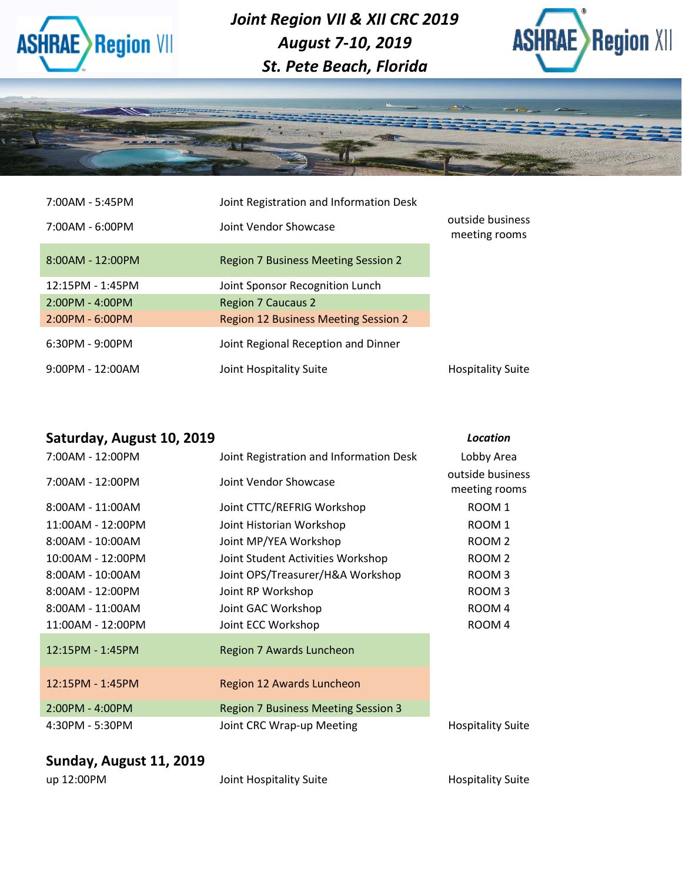# Joint Region VII & XII CRC 2019
# August 7-10, 2019
# St. Pete Beach, Florida

| | | |
|---|---|---|
| 7:00AM - 5:45PM | Joint Registration and Information Desk | |
| 7:00AM - 6:00PM | Joint Vendor Showcase | outside business meeting rooms |
| 8:00AM - 12:00PM | Region 7 Business Meeting Session 2 | |
| 12:15PM - 1:45PM | Joint Sponsor Recognition Lunch | |
| 2:00PM - 4:00PM | Region 7 Caucaus 2 | |
| 2:00PM - 6:00PM | Region 12 Business Meeting Session 2 | |
| 6:30PM - 9:00PM | Joint Regional Reception and Dinner | |
| 9:00PM - 12:00AM | Joint Hospitality Suite | Hospitality Suite |

## Saturday, August 10, 2019

| | | *Location* |
|---|---|---|
| 7:00AM - 12:00PM | Joint Registration and Information Desk | Lobby Area |
| 7:00AM - 12:00PM | Joint Vendor Showcase | outside business meeting rooms |
| 8:00AM - 11:00AM | Joint CTTC/REFRIG Workshop | ROOM 1 |
| 11:00AM - 12:00PM | Joint Historian Workshop | ROOM 1 |
| 8:00AM - 10:00AM | Joint MP/YEA Workshop | ROOM 2 |
| 10:00AM - 12:00PM | Joint Student Activities Workshop | ROOM 2 |
| 8:00AM - 10:00AM | Joint OPS/Treasurer/H&A Workshop | ROOM 3 |
| 8:00AM - 12:00PM | Joint RP Workshop | ROOM 3 |
| 8:00AM - 11:00AM | Joint GAC Workshop | ROOM 4 |
| 11:00AM - 12:00PM | Joint ECC Workshop | ROOM 4 |
| 12:15PM - 1:45PM | Region 7 Awards Luncheon | |
| 12:15PM - 1:45PM | Region 12 Awards Luncheon | |
| 2:00PM - 4:00PM | Region 7 Business Meeting Session 3 | |
| 4:30PM - 5:30PM | Joint CRC Wrap-up Meeting | Hospitality Suite |

## Sunday, August 11, 2019

| | | |
|---|---|---|
| up 12:00PM | Joint Hospitality Suite | Hospitality Suite |